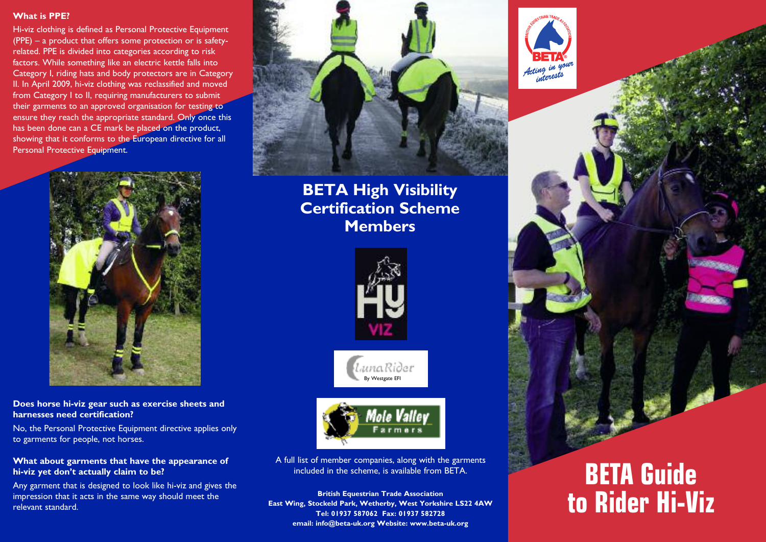## What is PPE?

Hi-viz clothing is defined as Personal Protective Equipment (PPE) – a product that offers some protection or is safety-related. PPE is divided into categories according to risk factors. While something like an electric kettle falls into Category I, riding hats and body protectors are in Category II. In April 2009, hi-viz clothing was reclassified and moved from Category I to II, requiring manufacturers to submit their garments to an approved organisation for testing to ensure they reach the appropriate standard. Only once this has been done can a CE mark be placed on the product, showing that it conforms to the European directive for all Personal Protective Equipment.

### Does horse hi-viz gear such as exercise sheets and harnesses need certification?

No, the Personal Protective Equipment directive applies only to garments for people, not horses.

### What about garments that have the appearance of hi-viz yet don't actually claim to be?

Any garment that is designed to look like hi-viz and gives the impression that it acts in the same way should meet the relevant standard.

## BETA High Visibility Certification Scheme Members

HY VIZ

LunaRider By Westgate EFI

Mole Valley Farmers

A full list of member companies, along with the garments included in the scheme, is available from BETA.

**British Equestrian Trade Association**
**East Wing, Stockeld Park, Wetherby, West Yorkshire LS22 4AW**
**Tel: 01937 587062 Fax: 01937 582728**
**email: info@beta-uk.org Website: www.beta-uk.org**

BRITISH EQUESTRIAN TRADE ASSOCIATION BETA® *Acting in your interests*

# BETA Guide to Rider Hi-Viz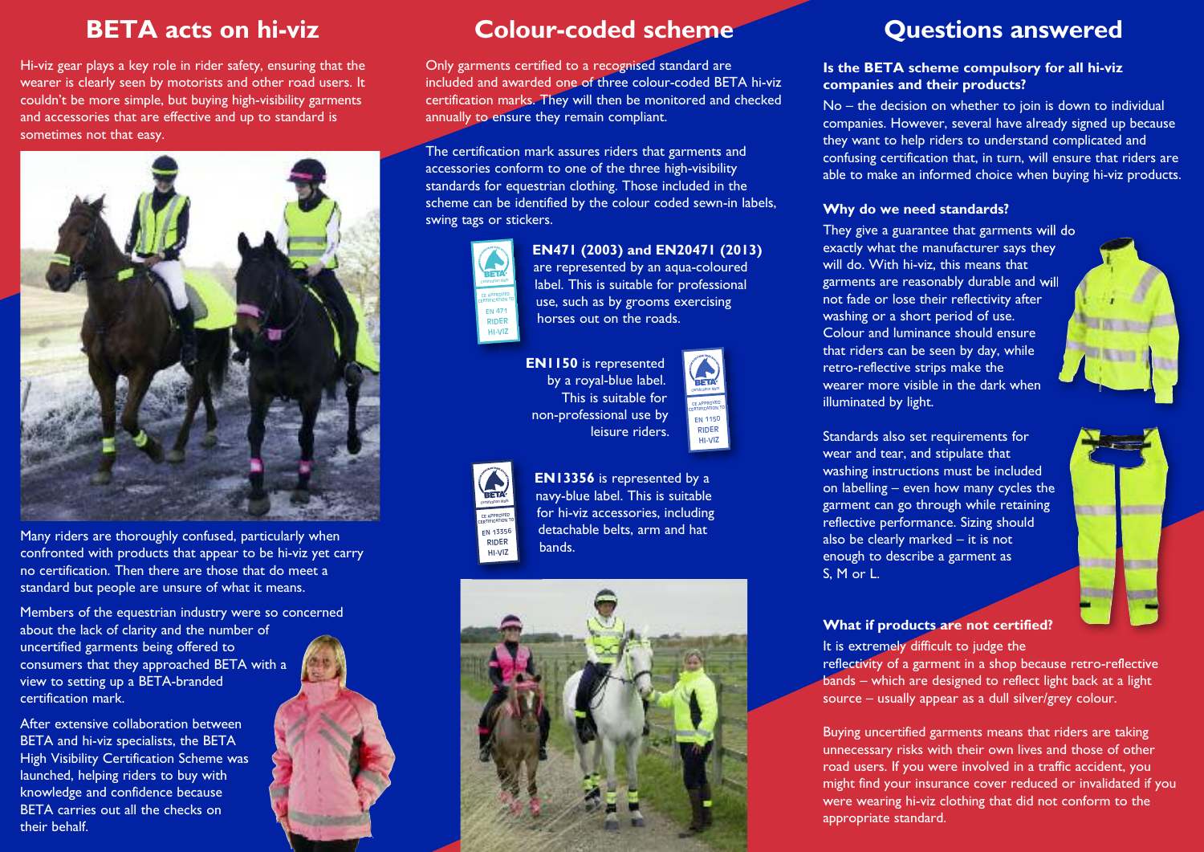## BETA acts on hi-viz

Hi-viz gear plays a key role in rider safety, ensuring that the wearer is clearly seen by motorists and other road users. It couldn't be more simple, but buying high-visibility garments and accessories that are effective and up to standard is sometimes not that easy.

Many riders are thoroughly confused, particularly when confronted with products that appear to be hi-viz yet carry no certification. Then there are those that do meet a standard but people are unsure of what it means.

Members of the equestrian industry were so concerned about the lack of clarity and the number of uncertified garments being offered to consumers that they approached BETA with a view to setting up a BETA-branded certification mark.

After extensive collaboration between BETA and hi-viz specialists, the BETA High Visibility Certification Scheme was launched, helping riders to buy with knowledge and confidence because BETA carries out all the checks on their behalf.

## Colour-coded scheme

Only garments certified to a recognised standard are included and awarded one of three colour-coded BETA hi-viz certification marks. They will then be monitored and checked annually to ensure they remain compliant.

The certification mark assures riders that garments and accessories conform to one of the three high-visibility standards for equestrian clothing. Those included in the scheme can be identified by the colour coded sewn-in labels, swing tags or stickers.

**EN471 (2003) and EN20471 (2013)** are represented by an aqua-coloured label. This is suitable for professional use, such as by grooms exercising horses out on the roads.

**EN1150** is represented by a royal-blue label. This is suitable for non-professional use by leisure riders.

**EN13356** is represented by a navy-blue label. This is suitable for hi-viz accessories, including detachable belts, arm and hat bands.

## Questions answered

**Is the BETA scheme compulsory for all hi-viz companies and their products?**

No – the decision on whether to join is down to individual companies. However, several have already signed up because they want to help riders to understand complicated and confusing certification that, in turn, will ensure that riders are able to make an informed choice when buying hi-viz products.

**Why do we need standards?**

They give a guarantee that garments will do exactly what the manufacturer says they will do. With hi-viz, this means that garments are reasonably durable and will not fade or lose their reflectivity after washing or a short period of use. Colour and luminance should ensure that riders can be seen by day, while retro-reflective strips make the wearer more visible in the dark when illuminated by light.

Standards also set requirements for wear and tear, and stipulate that washing instructions must be included on labelling – even how many cycles the garment can go through while retaining reflective performance. Sizing should also be clearly marked – it is not enough to describe a garment as S, M or L.

**What if products are not certified?**

It is extremely difficult to judge the reflectivity of a garment in a shop because retro-reflective bands – which are designed to reflect light back at a light source – usually appear as a dull silver/grey colour.

Buying uncertified garments means that riders are taking unnecessary risks with their own lives and those of other road users. If you were involved in a traffic accident, you might find your insurance cover reduced or invalidated if you were wearing hi-viz clothing that did not conform to the appropriate standard.